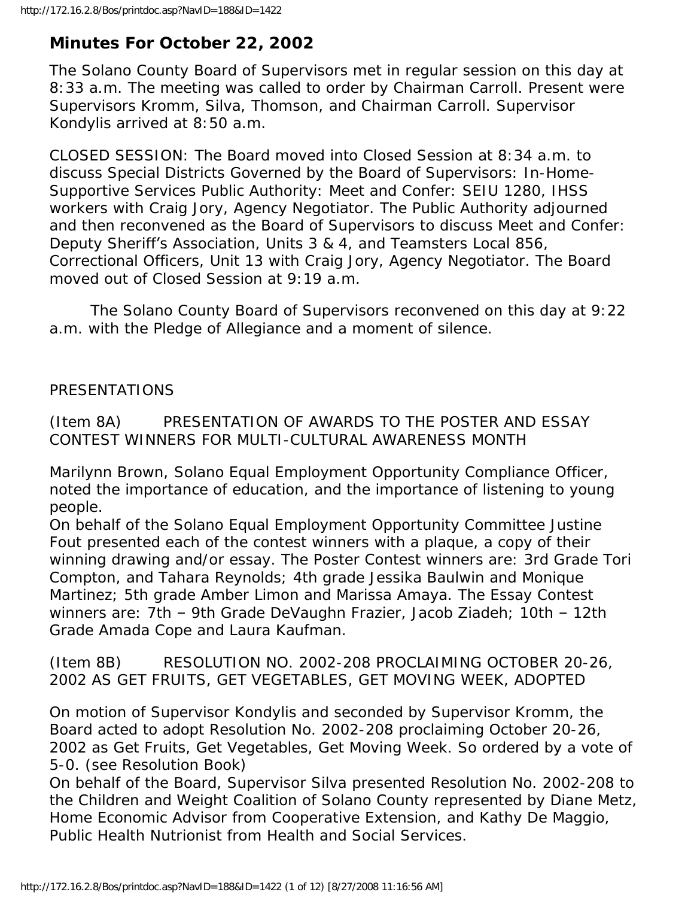# Minutes For October 22, 2002

The Solano County Board of Supervisors met in regular session on this day at 8:33 a.m. The meeting was called to order by Chairman Carroll. Present were Supervisors Kromm, Silva, Thomson, and Chairman Carroll. Supervisor Kondylis arrived at 8:50 a.m.

CLOSED SESSION: The Board moved into Closed Session at 8:34 a.m. to discuss Special Districts Governed by the Board of Supervisors: In-Home-Supportive Services Public Authority: Meet and Confer: SEIU 1280, IHSS workers with Craig Jory, Agency Negotiator. The Public Authority adjourned and then reconvened as the Board of Supervisors to discuss Meet and Confer: Deputy Sheriff's Association, Units 3 & 4, and Teamsters Local 856, Correctional Officers, Unit 13 with Craig Jory, Agency Negotiator. The Board moved out of Closed Session at 9:19 a.m.

The Solano County Board of Supervisors reconvened on this day at 9:22 a.m. with the Pledge of Allegiance and a moment of silence.

PRESENTATIONS

(Item 8A) PRESENTATION OF AWARDS TO THE POSTER AND ESSAY CONTEST WINNERS FOR MULTI-CULTURAL AWARENESS MONTH

Marilynn Brown, Solano Equal Employment Opportunity Compliance Officer, noted the importance of education, and the importance of listening to young people.

On behalf of the Solano Equal Employment Opportunity Committee Justine Fout presented each of the contest winners with a plaque, a copy of their winning drawing and/or essay. The Poster Contest winners are: 3rd Grade Tori Compton, and Tahara Reynolds; 4th grade Jessika Baulwin and Monique Martinez; 5th grade Amber Limon and Marissa Amaya. The Essay Contest winners are: 7th – 9th Grade DeVaughn Frazier, Jacob Ziadeh; 10th – 12th Grade Amada Cope and Laura Kaufman.

(Item 8B) RESOLUTION NO. 2002-208 PROCLAIMING OCTOBER 20-26, 2002 AS GET FRUITS, GET VEGETABLES, GET MOVING WEEK, ADOPTED

On motion of Supervisor Kondylis and seconded by Supervisor Kromm, the Board acted to adopt Resolution No. 2002-208 proclaiming October 20-26, 2002 as Get Fruits, Get Vegetables, Get Moving Week. So ordered by a vote of 5-0. (see Resolution Book)

On behalf of the Board, Supervisor Silva presented Resolution No. 2002-208 to the Children and Weight Coalition of Solano County represented by Diane Metz, Home Economic Advisor from Cooperative Extension, and Kathy De Maggio, Public Health Nutrionist from Health and Social Services.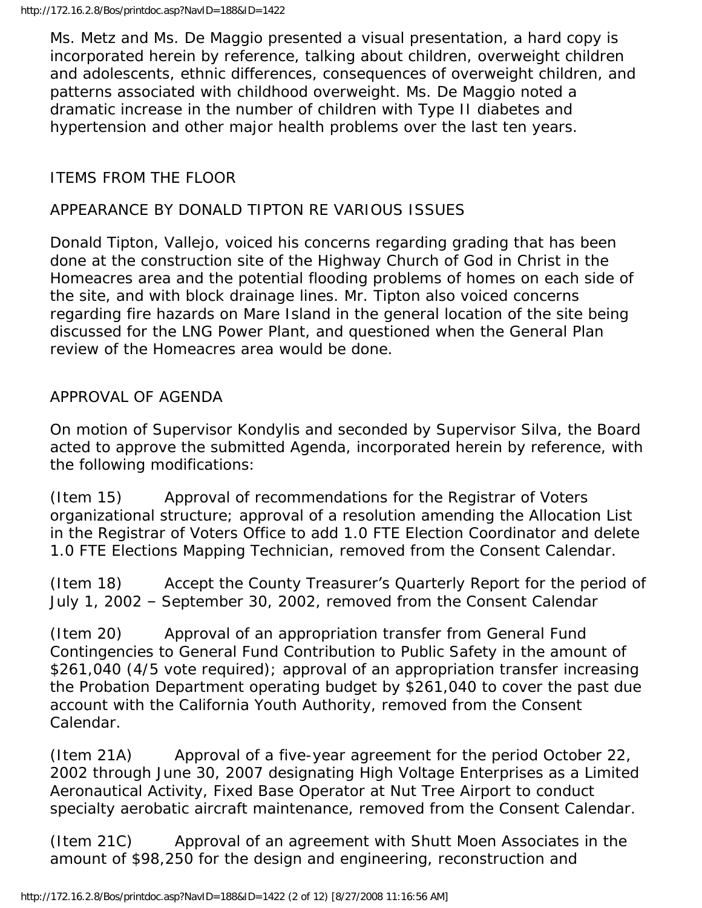Ms. Metz and Ms. De Maggio presented a visual presentation, a hard copy is incorporated herein by reference, talking about children, overweight children and adolescents, ethnic differences, consequences of overweight children, and patterns associated with childhood overweight. Ms. De Maggio noted a dramatic increase in the number of children with Type II diabetes and hypertension and other major health problems over the last ten years.

ITEMS FROM THE FLOOR

APPEARANCE BY DONALD TIPTON RE VARIOUS ISSUES

Donald Tipton, Vallejo, voiced his concerns regarding grading that has been done at the construction site of the Highway Church of God in Christ in the Homeacres area and the potential flooding problems of homes on each side of the site, and with block drainage lines. Mr. Tipton also voiced concerns regarding fire hazards on Mare Island in the general location of the site being discussed for the LNG Power Plant, and questioned when the General Plan review of the Homeacres area would be done.

APPROVAL OF AGENDA

On motion of Supervisor Kondylis and seconded by Supervisor Silva, the Board acted to approve the submitted Agenda, incorporated herein by reference, with the following modifications:

(Item 15) Approval of recommendations for the Registrar of Voters organizational structure; approval of a resolution amending the Allocation List in the Registrar of Voters Office to add 1.0 FTE Election Coordinator and delete 1.0 FTE Elections Mapping Technician, removed from the Consent Calendar.

(Item 18) Accept the County Treasurer's Quarterly Report for the period of July 1, 2002 – September 30, 2002, removed from the Consent Calendar

(Item 20) Approval of an appropriation transfer from General Fund Contingencies to General Fund Contribution to Public Safety in the amount of $261,040 (4/5 vote required); approval of an appropriation transfer increasing the Probation Department operating budget by $261,040 to cover the past due account with the California Youth Authority, removed from the Consent Calendar.

(Item 21A) Approval of a five-year agreement for the period October 22, 2002 through June 30, 2007 designating High Voltage Enterprises as a Limited Aeronautical Activity, Fixed Base Operator at Nut Tree Airport to conduct specialty aerobatic aircraft maintenance, removed from the Consent Calendar.

(Item 21C) Approval of an agreement with Shutt Moen Associates in the amount of $98,250 for the design and engineering, reconstruction and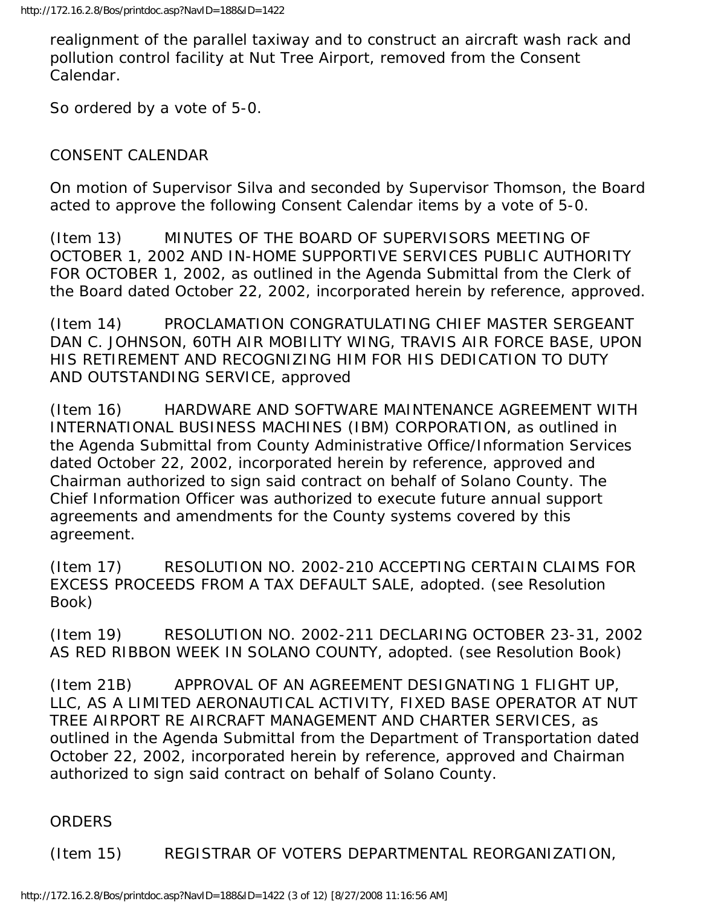realignment of the parallel taxiway and to construct an aircraft wash rack and pollution control facility at Nut Tree Airport, removed from the Consent Calendar.

So ordered by a vote of 5-0.

CONSENT CALENDAR

On motion of Supervisor Silva and seconded by Supervisor Thomson, the Board acted to approve the following Consent Calendar items by a vote of 5-0.

(Item 13) MINUTES OF THE BOARD OF SUPERVISORS MEETING OF OCTOBER 1, 2002 AND IN-HOME SUPPORTIVE SERVICES PUBLIC AUTHORITY FOR OCTOBER 1, 2002, as outlined in the Agenda Submittal from the Clerk of the Board dated October 22, 2002, incorporated herein by reference, approved.

(Item 14) PROCLAMATION CONGRATULATING CHIEF MASTER SERGEANT DAN C. JOHNSON, 60TH AIR MOBILITY WING, TRAVIS AIR FORCE BASE, UPON HIS RETIREMENT AND RECOGNIZING HIM FOR HIS DEDICATION TO DUTY AND OUTSTANDING SERVICE, approved

(Item 16) HARDWARE AND SOFTWARE MAINTENANCE AGREEMENT WITH INTERNATIONAL BUSINESS MACHINES (IBM) CORPORATION, as outlined in the Agenda Submittal from County Administrative Office/Information Services dated October 22, 2002, incorporated herein by reference, approved and Chairman authorized to sign said contract on behalf of Solano County. The Chief Information Officer was authorized to execute future annual support agreements and amendments for the County systems covered by this agreement.

(Item 17) RESOLUTION NO. 2002-210 ACCEPTING CERTAIN CLAIMS FOR EXCESS PROCEEDS FROM A TAX DEFAULT SALE, adopted. (see Resolution Book)

(Item 19) RESOLUTION NO. 2002-211 DECLARING OCTOBER 23-31, 2002 AS RED RIBBON WEEK IN SOLANO COUNTY, adopted. (see Resolution Book)

(Item 21B) APPROVAL OF AN AGREEMENT DESIGNATING 1 FLIGHT UP, LLC, AS A LIMITED AERONAUTICAL ACTIVITY, FIXED BASE OPERATOR AT NUT TREE AIRPORT RE AIRCRAFT MANAGEMENT AND CHARTER SERVICES, as outlined in the Agenda Submittal from the Department of Transportation dated October 22, 2002, incorporated herein by reference, approved and Chairman authorized to sign said contract on behalf of Solano County.

ORDERS

(Item 15) REGISTRAR OF VOTERS DEPARTMENTAL REORGANIZATION,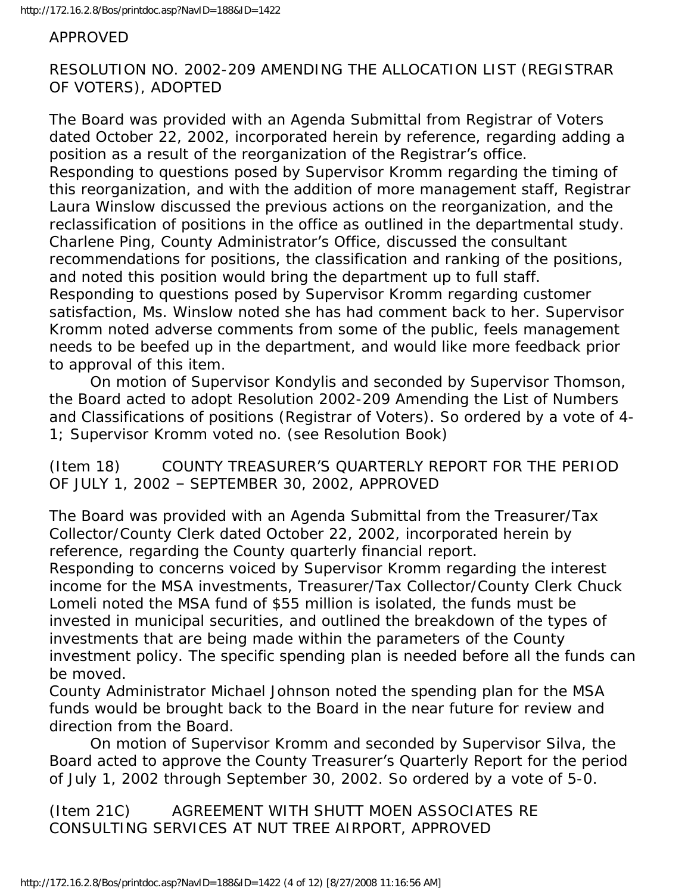APPROVED

RESOLUTION NO. 2002-209 AMENDING THE ALLOCATION LIST (REGISTRAR OF VOTERS), ADOPTED

The Board was provided with an Agenda Submittal from Registrar of Voters dated October 22, 2002, incorporated herein by reference, regarding adding a position as a result of the reorganization of the Registrar's office.
Responding to questions posed by Supervisor Kromm regarding the timing of this reorganization, and with the addition of more management staff, Registrar Laura Winslow discussed the previous actions on the reorganization, and the reclassification of positions in the office as outlined in the departmental study.
Charlene Ping, County Administrator's Office, discussed the consultant recommendations for positions, the classification and ranking of the positions, and noted this position would bring the department up to full staff.
Responding to questions posed by Supervisor Kromm regarding customer satisfaction, Ms. Winslow noted she has had comment back to her. Supervisor Kromm noted adverse comments from some of the public, feels management needs to be beefed up in the department, and would like more feedback prior to approval of this item.

On motion of Supervisor Kondylis and seconded by Supervisor Thomson, the Board acted to adopt Resolution 2002-209 Amending the List of Numbers and Classifications of positions (Registrar of Voters). So ordered by a vote of 4-1; Supervisor Kromm voted no. (see Resolution Book)

(Item 18) COUNTY TREASURER'S QUARTERLY REPORT FOR THE PERIOD OF JULY 1, 2002 – SEPTEMBER 30, 2002, APPROVED

The Board was provided with an Agenda Submittal from the Treasurer/Tax Collector/County Clerk dated October 22, 2002, incorporated herein by reference, regarding the County quarterly financial report.
Responding to concerns voiced by Supervisor Kromm regarding the interest income for the MSA investments, Treasurer/Tax Collector/County Clerk Chuck Lomeli noted the MSA fund of $55 million is isolated, the funds must be invested in municipal securities, and outlined the breakdown of the types of investments that are being made within the parameters of the County investment policy. The specific spending plan is needed before all the funds can be moved.
County Administrator Michael Johnson noted the spending plan for the MSA funds would be brought back to the Board in the near future for review and direction from the Board.

On motion of Supervisor Kromm and seconded by Supervisor Silva, the Board acted to approve the County Treasurer's Quarterly Report for the period of July 1, 2002 through September 30, 2002. So ordered by a vote of 5-0.

(Item 21C) AGREEMENT WITH SHUTT MOEN ASSOCIATES RE CONSULTING SERVICES AT NUT TREE AIRPORT, APPROVED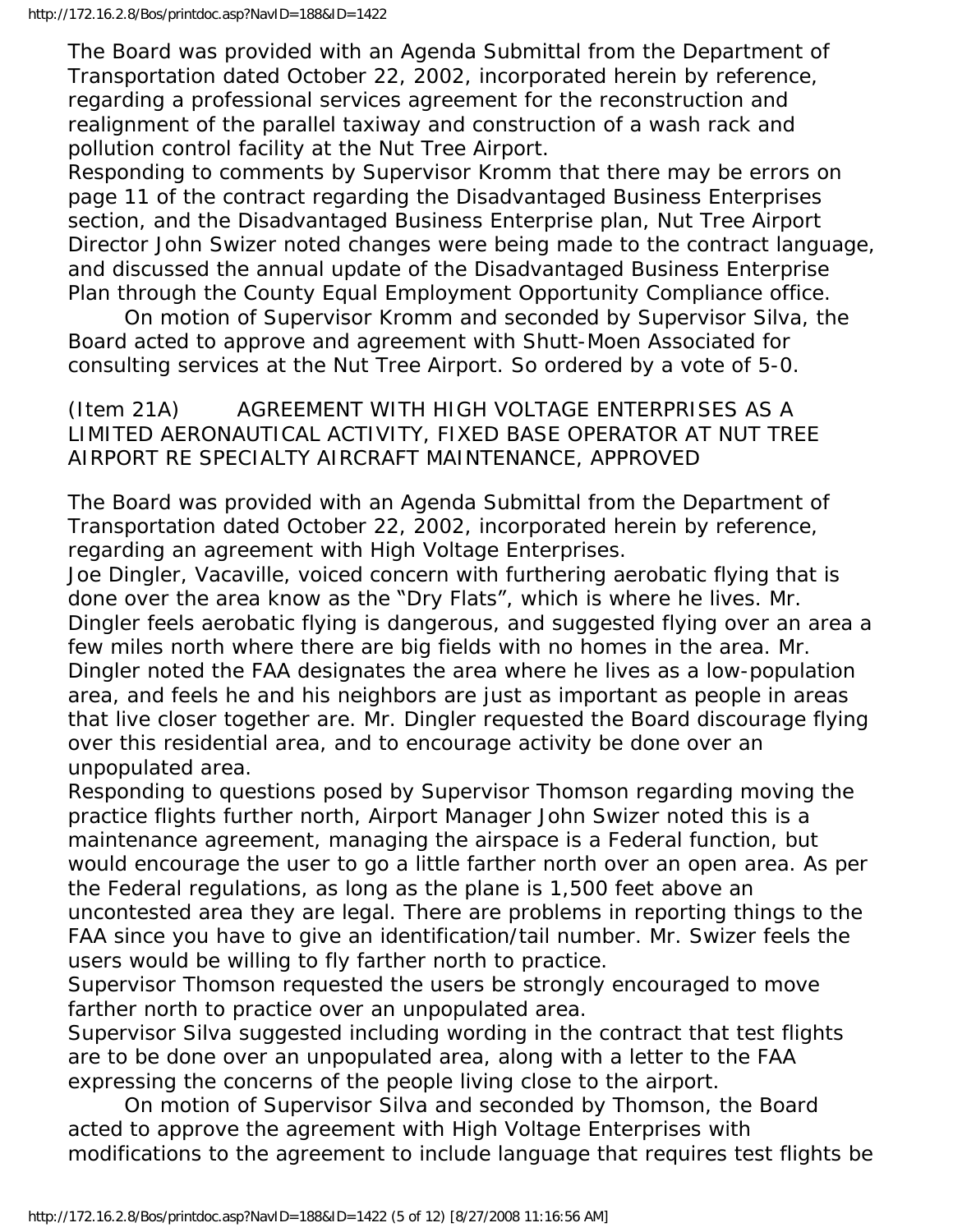The Board was provided with an Agenda Submittal from the Department of Transportation dated October 22, 2002, incorporated herein by reference, regarding a professional services agreement for the reconstruction and realignment of the parallel taxiway and construction of a wash rack and pollution control facility at the Nut Tree Airport.

Responding to comments by Supervisor Kromm that there may be errors on page 11 of the contract regarding the Disadvantaged Business Enterprises section, and the Disadvantaged Business Enterprise plan, Nut Tree Airport Director John Swizer noted changes were being made to the contract language, and discussed the annual update of the Disadvantaged Business Enterprise Plan through the County Equal Employment Opportunity Compliance office.

On motion of Supervisor Kromm and seconded by Supervisor Silva, the Board acted to approve and agreement with Shutt-Moen Associated for consulting services at the Nut Tree Airport. So ordered by a vote of 5-0.

(Item 21A) AGREEMENT WITH HIGH VOLTAGE ENTERPRISES AS A LIMITED AERONAUTICAL ACTIVITY, FIXED BASE OPERATOR AT NUT TREE AIRPORT RE SPECIALTY AIRCRAFT MAINTENANCE, APPROVED

The Board was provided with an Agenda Submittal from the Department of Transportation dated October 22, 2002, incorporated herein by reference, regarding an agreement with High Voltage Enterprises.

Joe Dingler, Vacaville, voiced concern with furthering aerobatic flying that is done over the area know as the "Dry Flats", which is where he lives. Mr. Dingler feels aerobatic flying is dangerous, and suggested flying over an area a few miles north where there are big fields with no homes in the area. Mr. Dingler noted the FAA designates the area where he lives as a low-population area, and feels he and his neighbors are just as important as people in areas that live closer together are. Mr. Dingler requested the Board discourage flying over this residential area, and to encourage activity be done over an unpopulated area.

Responding to questions posed by Supervisor Thomson regarding moving the practice flights further north, Airport Manager John Swizer noted this is a maintenance agreement, managing the airspace is a Federal function, but would encourage the user to go a little farther north over an open area. As per the Federal regulations, as long as the plane is 1,500 feet above an uncontested area they are legal. There are problems in reporting things to the FAA since you have to give an identification/tail number. Mr. Swizer feels the users would be willing to fly farther north to practice.

Supervisor Thomson requested the users be strongly encouraged to move farther north to practice over an unpopulated area.

Supervisor Silva suggested including wording in the contract that test flights are to be done over an unpopulated area, along with a letter to the FAA expressing the concerns of the people living close to the airport.

On motion of Supervisor Silva and seconded by Thomson, the Board acted to approve the agreement with High Voltage Enterprises with modifications to the agreement to include language that requires test flights be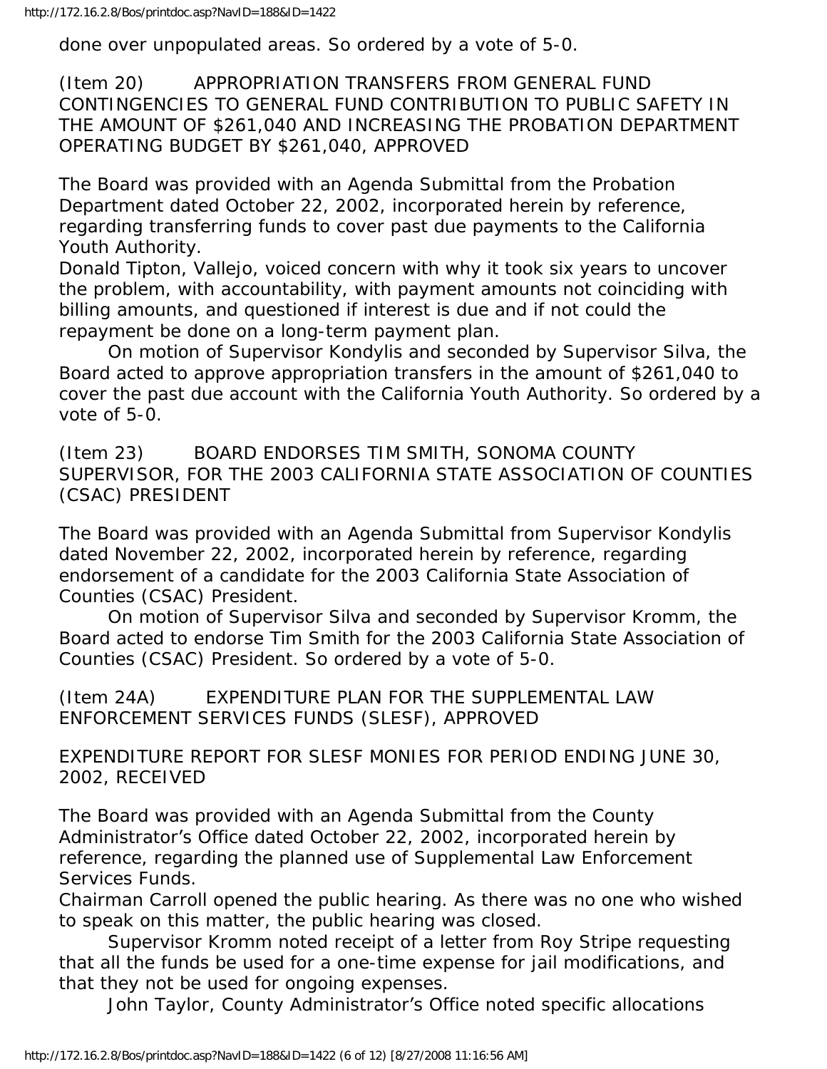done over unpopulated areas. So ordered by a vote of 5-0.

(Item 20) APPROPRIATION TRANSFERS FROM GENERAL FUND CONTINGENCIES TO GENERAL FUND CONTRIBUTION TO PUBLIC SAFETY IN THE AMOUNT OF $261,040 AND INCREASING THE PROBATION DEPARTMENT OPERATING BUDGET BY $261,040, APPROVED

The Board was provided with an Agenda Submittal from the Probation Department dated October 22, 2002, incorporated herein by reference, regarding transferring funds to cover past due payments to the California Youth Authority.

Donald Tipton, Vallejo, voiced concern with why it took six years to uncover the problem, with accountability, with payment amounts not coinciding with billing amounts, and questioned if interest is due and if not could the repayment be done on a long-term payment plan.

On motion of Supervisor Kondylis and seconded by Supervisor Silva, the Board acted to approve appropriation transfers in the amount of $261,040 to cover the past due account with the California Youth Authority. So ordered by a vote of 5-0.

(Item 23) BOARD ENDORSES TIM SMITH, SONOMA COUNTY SUPERVISOR, FOR THE 2003 CALIFORNIA STATE ASSOCIATION OF COUNTIES (CSAC) PRESIDENT

The Board was provided with an Agenda Submittal from Supervisor Kondylis dated November 22, 2002, incorporated herein by reference, regarding endorsement of a candidate for the 2003 California State Association of Counties (CSAC) President.

On motion of Supervisor Silva and seconded by Supervisor Kromm, the Board acted to endorse Tim Smith for the 2003 California State Association of Counties (CSAC) President. So ordered by a vote of 5-0.

(Item 24A) EXPENDITURE PLAN FOR THE SUPPLEMENTAL LAW ENFORCEMENT SERVICES FUNDS (SLESF), APPROVED

EXPENDITURE REPORT FOR SLESF MONIES FOR PERIOD ENDING JUNE 30, 2002, RECEIVED

The Board was provided with an Agenda Submittal from the County Administrator's Office dated October 22, 2002, incorporated herein by reference, regarding the planned use of Supplemental Law Enforcement Services Funds.

Chairman Carroll opened the public hearing. As there was no one who wished to speak on this matter, the public hearing was closed.

Supervisor Kromm noted receipt of a letter from Roy Stripe requesting that all the funds be used for a one-time expense for jail modifications, and that they not be used for ongoing expenses.

John Taylor, County Administrator's Office noted specific allocations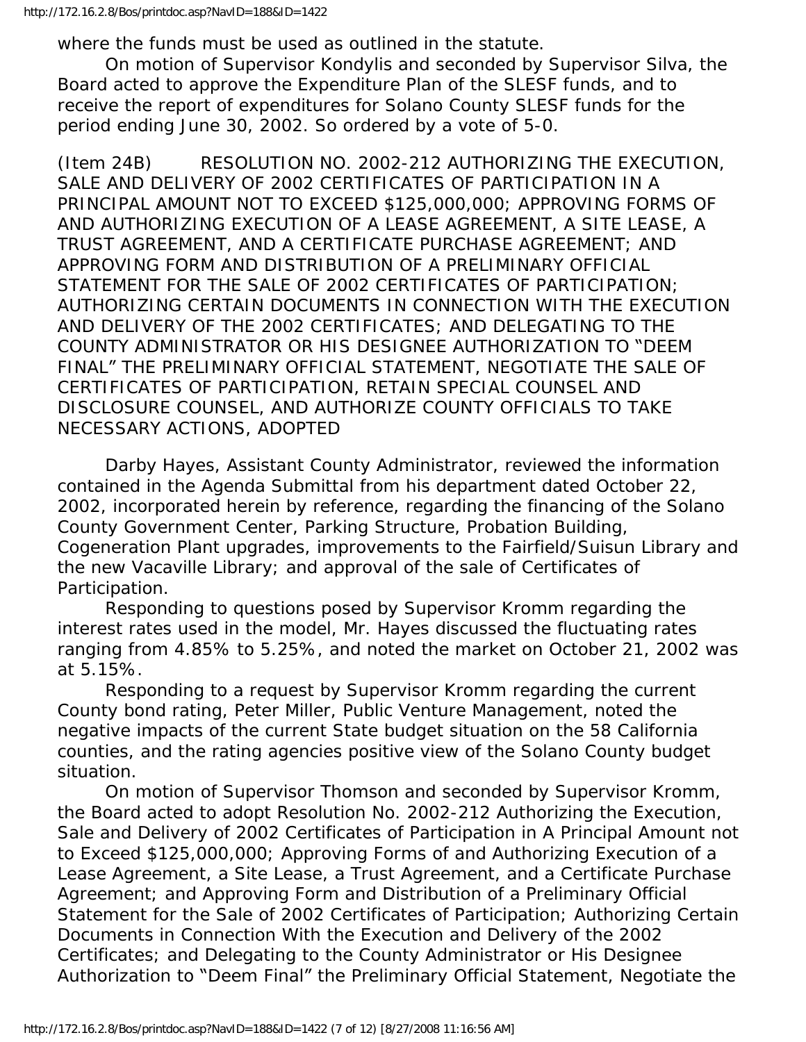where the funds must be used as outlined in the statute.

On motion of Supervisor Kondylis and seconded by Supervisor Silva, the Board acted to approve the Expenditure Plan of the SLESF funds, and to receive the report of expenditures for Solano County SLESF funds for the period ending June 30, 2002. So ordered by a vote of 5-0.

(Item 24B) RESOLUTION NO. 2002-212 AUTHORIZING THE EXECUTION, SALE AND DELIVERY OF 2002 CERTIFICATES OF PARTICIPATION IN A PRINCIPAL AMOUNT NOT TO EXCEED $125,000,000; APPROVING FORMS OF AND AUTHORIZING EXECUTION OF A LEASE AGREEMENT, A SITE LEASE, A TRUST AGREEMENT, AND A CERTIFICATE PURCHASE AGREEMENT; AND APPROVING FORM AND DISTRIBUTION OF A PRELIMINARY OFFICIAL STATEMENT FOR THE SALE OF 2002 CERTIFICATES OF PARTICIPATION; AUTHORIZING CERTAIN DOCUMENTS IN CONNECTION WITH THE EXECUTION AND DELIVERY OF THE 2002 CERTIFICATES; AND DELEGATING TO THE COUNTY ADMINISTRATOR OR HIS DESIGNEE AUTHORIZATION TO "DEEM FINAL" THE PRELIMINARY OFFICIAL STATEMENT, NEGOTIATE THE SALE OF CERTIFICATES OF PARTICIPATION, RETAIN SPECIAL COUNSEL AND DISCLOSURE COUNSEL, AND AUTHORIZE COUNTY OFFICIALS TO TAKE NECESSARY ACTIONS, ADOPTED

Darby Hayes, Assistant County Administrator, reviewed the information contained in the Agenda Submittal from his department dated October 22, 2002, incorporated herein by reference, regarding the financing of the Solano County Government Center, Parking Structure, Probation Building, Cogeneration Plant upgrades, improvements to the Fairfield/Suisun Library and the new Vacaville Library; and approval of the sale of Certificates of Participation.

Responding to questions posed by Supervisor Kromm regarding the interest rates used in the model, Mr. Hayes discussed the fluctuating rates ranging from 4.85% to 5.25%, and noted the market on October 21, 2002 was at 5.15%.

Responding to a request by Supervisor Kromm regarding the current County bond rating, Peter Miller, Public Venture Management, noted the negative impacts of the current State budget situation on the 58 California counties, and the rating agencies positive view of the Solano County budget situation.

On motion of Supervisor Thomson and seconded by Supervisor Kromm, the Board acted to adopt Resolution No. 2002-212 Authorizing the Execution, Sale and Delivery of 2002 Certificates of Participation in A Principal Amount not to Exceed $125,000,000; Approving Forms of and Authorizing Execution of a Lease Agreement, a Site Lease, a Trust Agreement, and a Certificate Purchase Agreement; and Approving Form and Distribution of a Preliminary Official Statement for the Sale of 2002 Certificates of Participation; Authorizing Certain Documents in Connection With the Execution and Delivery of the 2002 Certificates; and Delegating to the County Administrator or His Designee Authorization to "Deem Final" the Preliminary Official Statement, Negotiate the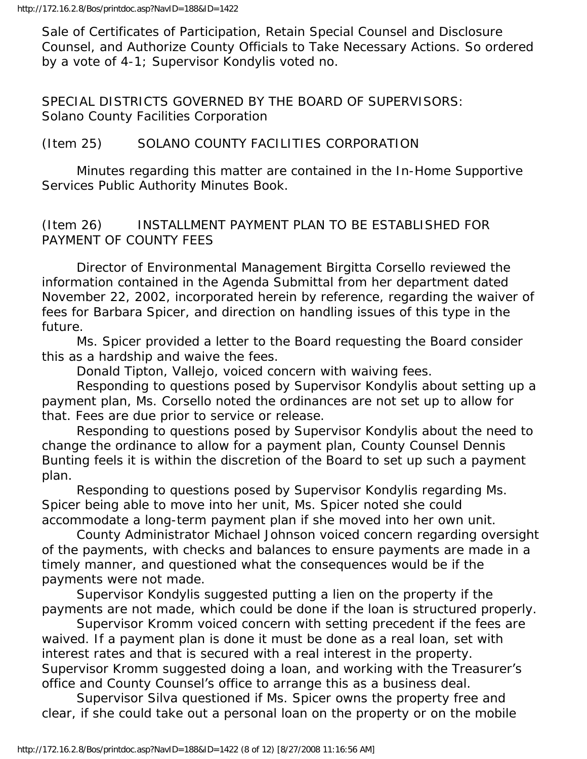Sale of Certificates of Participation, Retain Special Counsel and Disclosure Counsel, and Authorize County Officials to Take Necessary Actions. So ordered by a vote of 4-1; Supervisor Kondylis voted no.

SPECIAL DISTRICTS GOVERNED BY THE BOARD OF SUPERVISORS:
Solano County Facilities Corporation

(Item 25) SOLANO COUNTY FACILITIES CORPORATION

Minutes regarding this matter are contained in the In-Home Supportive Services Public Authority Minutes Book.

(Item 26) INSTALLMENT PAYMENT PLAN TO BE ESTABLISHED FOR PAYMENT OF COUNTY FEES

Director of Environmental Management Birgitta Corsello reviewed the information contained in the Agenda Submittal from her department dated November 22, 2002, incorporated herein by reference, regarding the waiver of fees for Barbara Spicer, and direction on handling issues of this type in the future.

Ms. Spicer provided a letter to the Board requesting the Board consider this as a hardship and waive the fees.

Donald Tipton, Vallejo, voiced concern with waiving fees.

Responding to questions posed by Supervisor Kondylis about setting up a payment plan, Ms. Corsello noted the ordinances are not set up to allow for that. Fees are due prior to service or release.

Responding to questions posed by Supervisor Kondylis about the need to change the ordinance to allow for a payment plan, County Counsel Dennis Bunting feels it is within the discretion of the Board to set up such a payment plan.

Responding to questions posed by Supervisor Kondylis regarding Ms. Spicer being able to move into her unit, Ms. Spicer noted she could accommodate a long-term payment plan if she moved into her own unit.

County Administrator Michael Johnson voiced concern regarding oversight of the payments, with checks and balances to ensure payments are made in a timely manner, and questioned what the consequences would be if the payments were not made.

Supervisor Kondylis suggested putting a lien on the property if the payments are not made, which could be done if the loan is structured properly.

Supervisor Kromm voiced concern with setting precedent if the fees are waived. If a payment plan is done it must be done as a real loan, set with interest rates and that is secured with a real interest in the property. Supervisor Kromm suggested doing a loan, and working with the Treasurer's office and County Counsel's office to arrange this as a business deal.

Supervisor Silva questioned if Ms. Spicer owns the property free and clear, if she could take out a personal loan on the property or on the mobile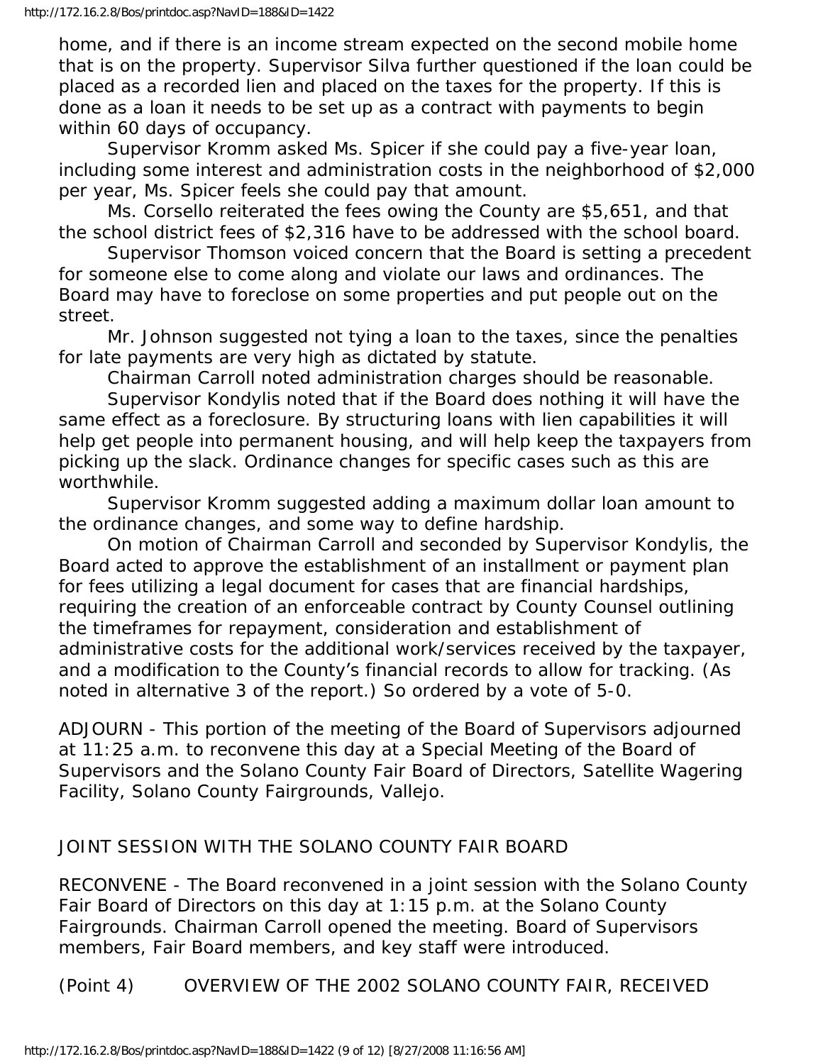home, and if there is an income stream expected on the second mobile home that is on the property. Supervisor Silva further questioned if the loan could be placed as a recorded lien and placed on the taxes for the property. If this is done as a loan it needs to be set up as a contract with payments to begin within 60 days of occupancy.

Supervisor Kromm asked Ms. Spicer if she could pay a five-year loan, including some interest and administration costs in the neighborhood of $2,000 per year, Ms. Spicer feels she could pay that amount.

Ms. Corsello reiterated the fees owing the County are $5,651, and that the school district fees of $2,316 have to be addressed with the school board.

Supervisor Thomson voiced concern that the Board is setting a precedent for someone else to come along and violate our laws and ordinances. The Board may have to foreclose on some properties and put people out on the street.

Mr. Johnson suggested not tying a loan to the taxes, since the penalties for late payments are very high as dictated by statute.

Chairman Carroll noted administration charges should be reasonable.

Supervisor Kondylis noted that if the Board does nothing it will have the same effect as a foreclosure. By structuring loans with lien capabilities it will help get people into permanent housing, and will help keep the taxpayers from picking up the slack. Ordinance changes for specific cases such as this are worthwhile.

Supervisor Kromm suggested adding a maximum dollar loan amount to the ordinance changes, and some way to define hardship.

On motion of Chairman Carroll and seconded by Supervisor Kondylis, the Board acted to approve the establishment of an installment or payment plan for fees utilizing a legal document for cases that are financial hardships, requiring the creation of an enforceable contract by County Counsel outlining the timeframes for repayment, consideration and establishment of administrative costs for the additional work/services received by the taxpayer, and a modification to the County's financial records to allow for tracking. (As noted in alternative 3 of the report.) So ordered by a vote of 5-0.

ADJOURN - This portion of the meeting of the Board of Supervisors adjourned at 11:25 a.m. to reconvene this day at a Special Meeting of the Board of Supervisors and the Solano County Fair Board of Directors, Satellite Wagering Facility, Solano County Fairgrounds, Vallejo.

JOINT SESSION WITH THE SOLANO COUNTY FAIR BOARD

RECONVENE - The Board reconvened in a joint session with the Solano County Fair Board of Directors on this day at 1:15 p.m. at the Solano County Fairgrounds. Chairman Carroll opened the meeting. Board of Supervisors members, Fair Board members, and key staff were introduced.

(Point 4) OVERVIEW OF THE 2002 SOLANO COUNTY FAIR, RECEIVED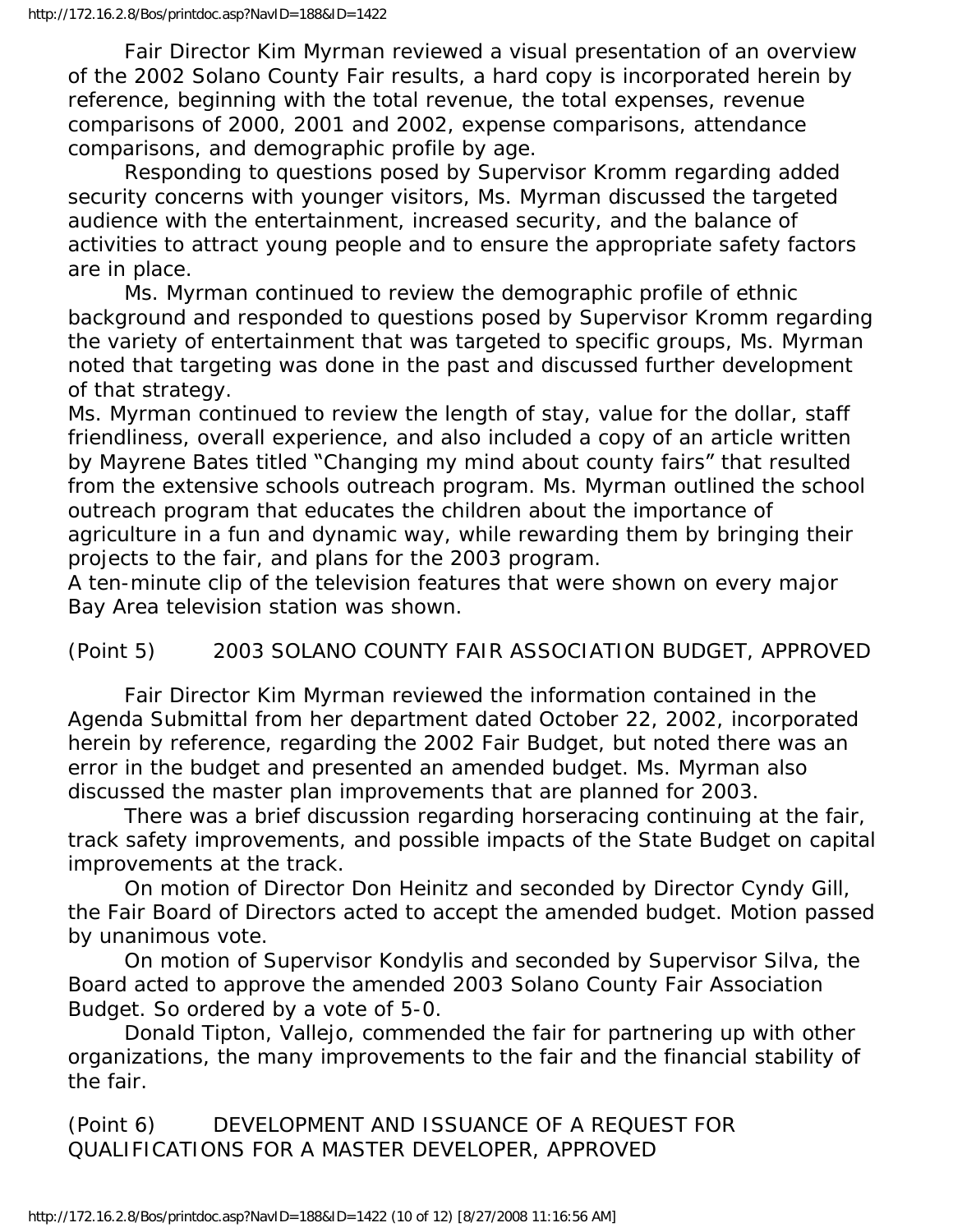Fair Director Kim Myrman reviewed a visual presentation of an overview of the 2002 Solano County Fair results, a hard copy is incorporated herein by reference, beginning with the total revenue, the total expenses, revenue comparisons of 2000, 2001 and 2002, expense comparisons, attendance comparisons, and demographic profile by age.

Responding to questions posed by Supervisor Kromm regarding added security concerns with younger visitors, Ms. Myrman discussed the targeted audience with the entertainment, increased security, and the balance of activities to attract young people and to ensure the appropriate safety factors are in place.

Ms. Myrman continued to review the demographic profile of ethnic background and responded to questions posed by Supervisor Kromm regarding the variety of entertainment that was targeted to specific groups, Ms. Myrman noted that targeting was done in the past and discussed further development of that strategy.

Ms. Myrman continued to review the length of stay, value for the dollar, staff friendliness, overall experience, and also included a copy of an article written by Mayrene Bates titled "Changing my mind about county fairs" that resulted from the extensive schools outreach program. Ms. Myrman outlined the school outreach program that educates the children about the importance of agriculture in a fun and dynamic way, while rewarding them by bringing their projects to the fair, and plans for the 2003 program.

A ten-minute clip of the television features that were shown on every major Bay Area television station was shown.

(Point 5) 2003 SOLANO COUNTY FAIR ASSOCIATION BUDGET, APPROVED

Fair Director Kim Myrman reviewed the information contained in the Agenda Submittal from her department dated October 22, 2002, incorporated herein by reference, regarding the 2002 Fair Budget, but noted there was an error in the budget and presented an amended budget. Ms. Myrman also discussed the master plan improvements that are planned for 2003.

There was a brief discussion regarding horseracing continuing at the fair, track safety improvements, and possible impacts of the State Budget on capital improvements at the track.

On motion of Director Don Heinitz and seconded by Director Cyndy Gill, the Fair Board of Directors acted to accept the amended budget. Motion passed by unanimous vote.

On motion of Supervisor Kondylis and seconded by Supervisor Silva, the Board acted to approve the amended 2003 Solano County Fair Association Budget. So ordered by a vote of 5-0.

Donald Tipton, Vallejo, commended the fair for partnering up with other organizations, the many improvements to the fair and the financial stability of the fair.

(Point 6) DEVELOPMENT AND ISSUANCE OF A REQUEST FOR QUALIFICATIONS FOR A MASTER DEVELOPER, APPROVED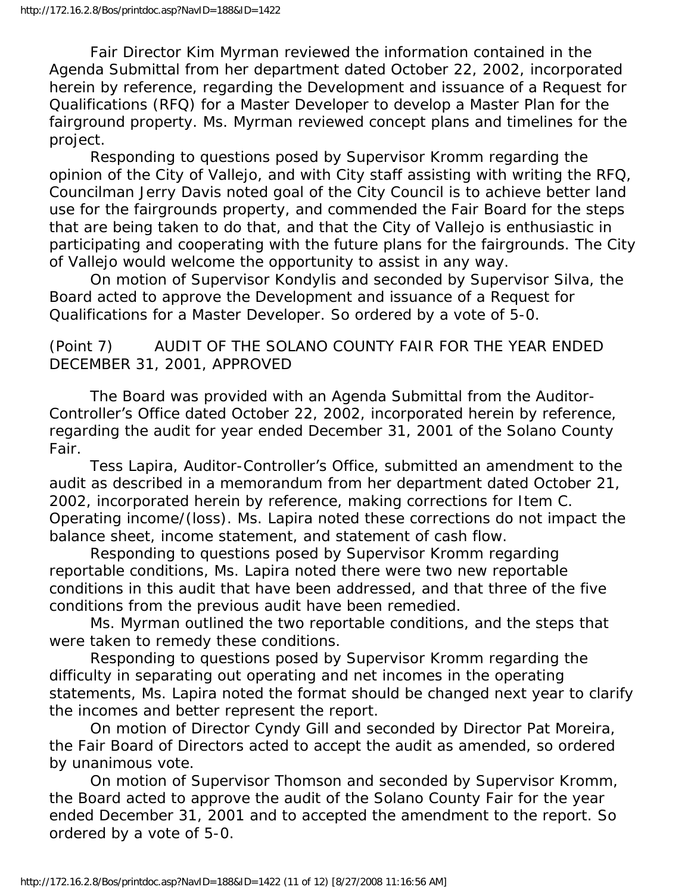Fair Director Kim Myrman reviewed the information contained in the Agenda Submittal from her department dated October 22, 2002, incorporated herein by reference, regarding the Development and issuance of a Request for Qualifications (RFQ) for a Master Developer to develop a Master Plan for the fairground property. Ms. Myrman reviewed concept plans and timelines for the project.

Responding to questions posed by Supervisor Kromm regarding the opinion of the City of Vallejo, and with City staff assisting with writing the RFQ, Councilman Jerry Davis noted goal of the City Council is to achieve better land use for the fairgrounds property, and commended the Fair Board for the steps that are being taken to do that, and that the City of Vallejo is enthusiastic in participating and cooperating with the future plans for the fairgrounds. The City of Vallejo would welcome the opportunity to assist in any way.

On motion of Supervisor Kondylis and seconded by Supervisor Silva, the Board acted to approve the Development and issuance of a Request for Qualifications for a Master Developer. So ordered by a vote of 5-0.

(Point 7) AUDIT OF THE SOLANO COUNTY FAIR FOR THE YEAR ENDED DECEMBER 31, 2001, APPROVED

The Board was provided with an Agenda Submittal from the Auditor-Controller's Office dated October 22, 2002, incorporated herein by reference, regarding the audit for year ended December 31, 2001 of the Solano County Fair.

Tess Lapira, Auditor-Controller's Office, submitted an amendment to the audit as described in a memorandum from her department dated October 21, 2002, incorporated herein by reference, making corrections for Item C. Operating income/(loss). Ms. Lapira noted these corrections do not impact the balance sheet, income statement, and statement of cash flow.

Responding to questions posed by Supervisor Kromm regarding reportable conditions, Ms. Lapira noted there were two new reportable conditions in this audit that have been addressed, and that three of the five conditions from the previous audit have been remedied.

Ms. Myrman outlined the two reportable conditions, and the steps that were taken to remedy these conditions.

Responding to questions posed by Supervisor Kromm regarding the difficulty in separating out operating and net incomes in the operating statements, Ms. Lapira noted the format should be changed next year to clarify the incomes and better represent the report.

On motion of Director Cyndy Gill and seconded by Director Pat Moreira, the Fair Board of Directors acted to accept the audit as amended, so ordered by unanimous vote.

On motion of Supervisor Thomson and seconded by Supervisor Kromm, the Board acted to approve the audit of the Solano County Fair for the year ended December 31, 2001 and to accepted the amendment to the report. So ordered by a vote of 5-0.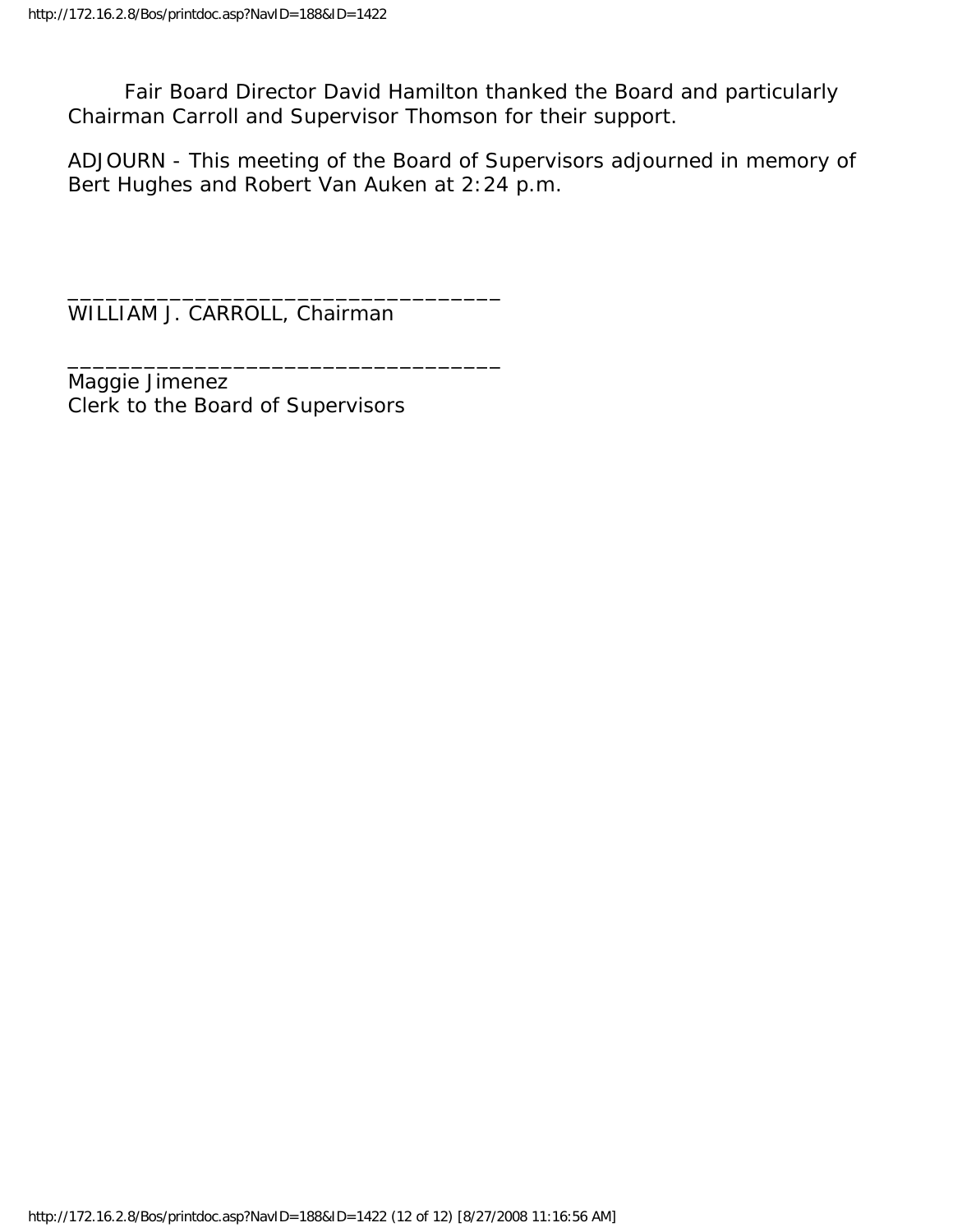Fair Board Director David Hamilton thanked the Board and particularly Chairman Carroll and Supervisor Thomson for their support.

ADJOURN - This meeting of the Board of Supervisors adjourned in memory of Bert Hughes and Robert Van Auken at 2:24 p.m.

_________________________________
WILLIAM J. CARROLL, Chairman

_________________________________
Maggie Jimenez
Clerk to the Board of Supervisors